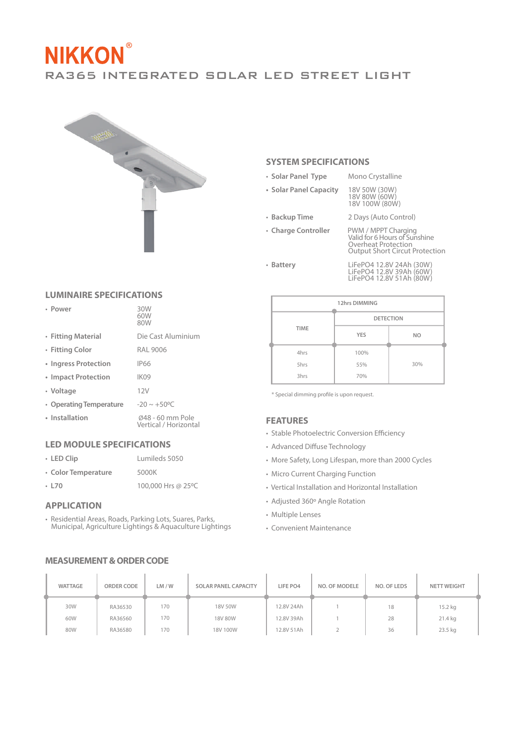# NIKKON®

## RA365 INTEGRATED SOLAR LED STREET LIGHT

## SYSTEM SPECIFICATIONS

- **Solar Panel Type** — Mono Crystalline
- **Solar Panel Capacity** — 18V 50W (30W)
  18V 80W (60W)
  18V 100W (80W)
- **Backup Time** — 2 Days (Auto Control)
- **Charge Controller** — PWM / MPPT Charging
  Valid for 6 Hours of Sunshine
  Overheat Protection
  Output Short Circut Protection
- **Battery** — LiFePO4 12.8V 24Ah (30W)
  LiFePO4 12.8V 39Ah (60W)
  LiFePO4 12.8V 51Ah (80W)

| 12hrs DIMMING | | |
|---|---|---|
| TIME | DETECTION | |
| | YES | NO |
| 4hrs | 100% | 30% |
| 5hrs | 55% | |
| 3hrs | 70% | |

\* Special dimming profile is upon request.

## LUMINAIRE SPECIFICATIONS

- **Power** — 30W
  60W
  80W
- **Fitting Material** — Die Cast Aluminium
- **Fitting Color** — RAL 9006
- **Ingress Protection** — IP66
- **Impact Protection** — IK09
- **Voltage** — 12V
- **Operating Temperature** — -20 ~ +50ºC
- **Installation** — Ø48 - 60 mm Pole
  Vertical / Horizontal

## LED MODULE SPECIFICATIONS

- **LED Clip** — Lumileds 5050
- **Color Temperature** — 5000K
- **L70** — 100,000 Hrs @ 25ºC

## APPLICATION

- Residential Areas, Roads, Parking Lots, Suares, Parks, Municipal, Agriculture Lightings & Aquaculture Lightings

## FEATURES

- Stable Photoelectric Conversion Efficiency
- Advanced Diffuse Technology
- More Safety, Long Lifespan, more than 2000 Cycles
- Micro Current Charging Function
- Vertical Installation and Horizontal Installation
- Adjusted 360º Angle Rotation
- Multiple Lenses
- Convenient Maintenance

## MEASUREMENT & ORDER CODE

| WATTAGE | ORDER CODE | LM / W | SOLAR PANEL CAPACITY | LIFE PO4 | NO. OF MODELE | NO. OF LEDS | NETT WEIGHT |
|---|---|---|---|---|---|---|---|
| 30W | RA36530 | 170 | 18V 50W | 12.8V 24Ah | 1 | 18 | 15.2 kg |
| 60W | RA36560 | 170 | 18V 80W | 12.8V 39Ah | 1 | 28 | 21.4 kg |
| 80W | RA36580 | 170 | 18V 100W | 12.8V 51Ah | 2 | 36 | 23.5 kg |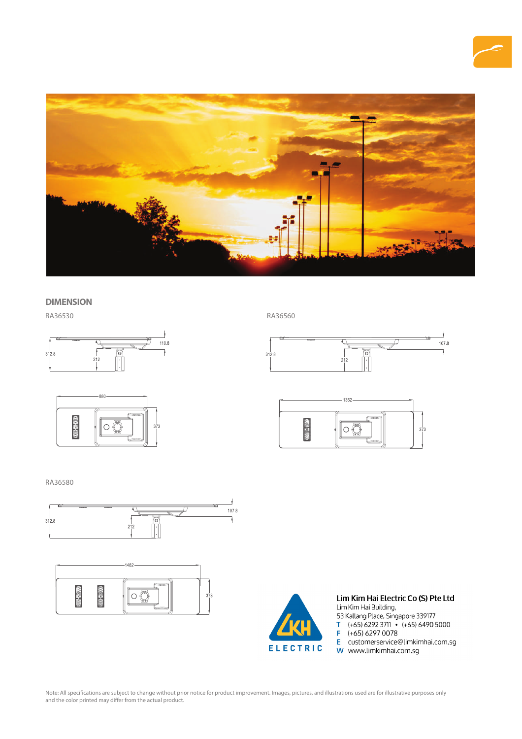## DIMENSION

RA36530

110.8

312.8

212

880

373

RA36560

107.8

312.8

212

1352

373

RA36580

107.8

312.8

212

1482

373

**Lim Kim Hai Electric Co (S) Pte Ltd**
Lim Kim Hai Building,
53 Kallang Place, Singapore 339177
T (+65) 6292 3711 • (+65) 6490 5000
F (+65) 6297 0078
E customerservice@limkimhai.com.sg
W www.limkimhai.com.sg

Note: All specifications are subject to change without prior notice for product improvement. Images, pictures, and illustrations used are for illustrative purposes only and the color printed may differ from the actual product.